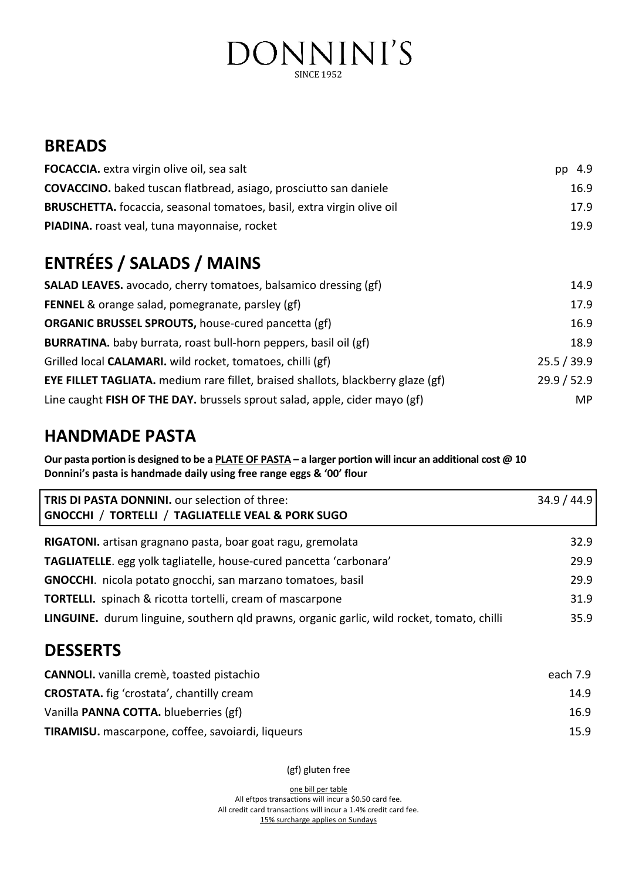# DONNINI'S

SINCE 1952

## BREADS

| | |
|---|---|
| **FOCACCIA.** extra virgin olive oil, sea salt | pp 4.9 |
| **COVACCINO.** baked tuscan flatbread, asiago, prosciutto san daniele | 16.9 |
| **BRUSCHETTA.** focaccia, seasonal tomatoes, basil, extra virgin olive oil | 17.9 |
| **PIADINA.** roast veal, tuna mayonnaise, rocket | 19.9 |

## ENTRÉES / SALADS / MAINS

| | |
|---|---|
| **SALAD LEAVES.** avocado, cherry tomatoes, balsamico dressing (gf) | 14.9 |
| **FENNEL** & orange salad, pomegranate, parsley (gf) | 17.9 |
| **ORGANIC BRUSSEL SPROUTS,** house-cured pancetta (gf) | 16.9 |
| **BURRATINA.** baby burrata, roast bull-horn peppers, basil oil (gf) | 18.9 |
| Grilled local **CALAMARI.** wild rocket, tomatoes, chilli (gf) | 25.5 / 39.9 |
| **EYE FILLET TAGLIATA.** medium rare fillet, braised shallots, blackberry glaze (gf) | 29.9 / 52.9 |
| Line caught **FISH OF THE DAY.** brussels sprout salad, apple, cider mayo (gf) | MP |

## HANDMADE PASTA

**Our pasta portion is designed to be a PLATE OF PASTA – a larger portion will incur an additional cost @ 10**
**Donnini's pasta is handmade daily using free range eggs & '00' flour**

| | |
|---|---|
| **TRIS DI PASTA DONNINI.** our selection of three: **GNOCCHI / TORTELLI / TAGLIATELLE VEAL & PORK SUGO** | 34.9 / 44.9 |
| **RIGATONI.** artisan gragnano pasta, boar goat ragu, gremolata | 32.9 |
| **TAGLIATELLE**. egg yolk tagliatelle, house-cured pancetta 'carbonara' | 29.9 |
| **GNOCCHI**. nicola potato gnocchi, san marzano tomatoes, basil | 29.9 |
| **TORTELLI.** spinach & ricotta tortelli, cream of mascarpone | 31.9 |
| **LINGUINE.** durum linguine, southern qld prawns, organic garlic, wild rocket, tomato, chilli | 35.9 |

## DESSERTS

| | |
|---|---|
| **CANNOLI.** vanilla cremè, toasted pistachio | each 7.9 |
| **CROSTATA.** fig 'crostata', chantilly cream | 14.9 |
| Vanilla **PANNA COTTA.** blueberries (gf) | 16.9 |
| **TIRAMISU.** mascarpone, coffee, savoiardi, liqueurs | 15.9 |

(gf) gluten free

one bill per table
All eftpos transactions will incur a $0.50 card fee.
All credit card transactions will incur a 1.4% credit card fee.
15% surcharge applies on Sundays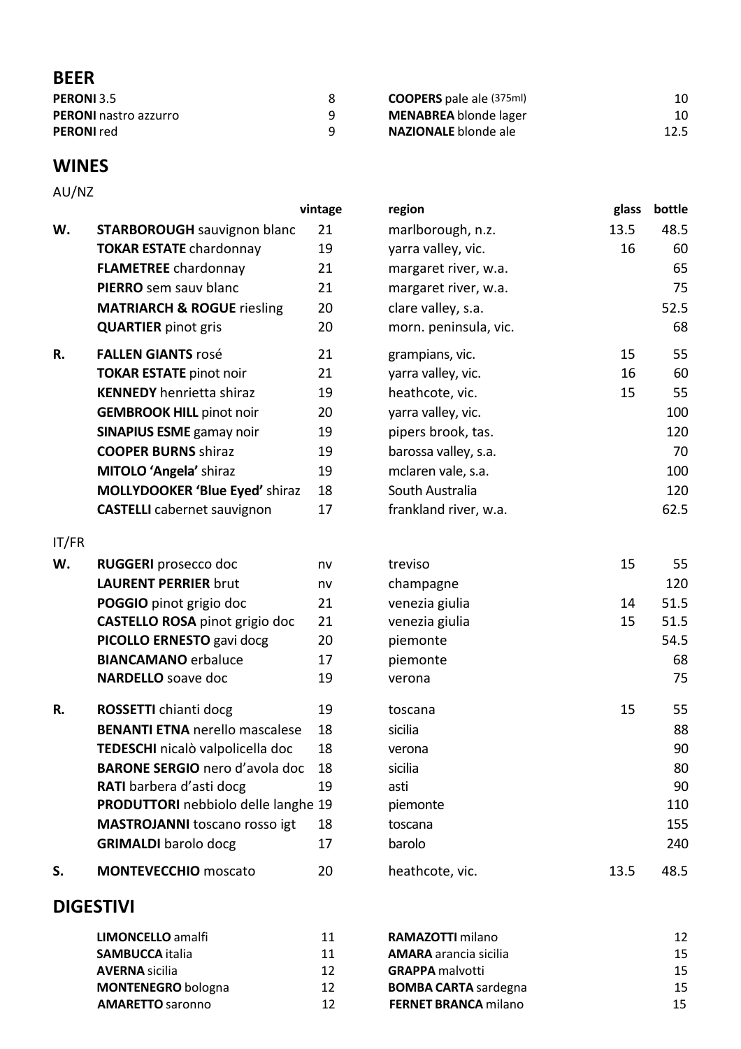## BEER

| | | | |
|---|---|---|---|
| **PERONI** 3.5 | 8 | **COOPERS** pale ale (375ml) | 10 |
| **PERONI** nastro azzurro | 9 | **MENABREA** blonde lager | 10 |
| **PERONI** red | 9 | **NAZIONALE** blonde ale | 12.5 |

## WINES

AU/NZ

| | | vintage | region | glass | bottle |
|---|---|---|---|---|---|
| W. | **STARBOROUGH** sauvignon blanc | 21 | marlborough, n.z. | 13.5 | 48.5 |
| | **TOKAR ESTATE** chardonnay | 19 | yarra valley, vic. | 16 | 60 |
| | **FLAMETREE** chardonnay | 21 | margaret river, w.a. | | 65 |
| | **PIERRO** sem sauv blanc | 21 | margaret river, w.a. | | 75 |
| | **MATRIARCH & ROGUE** riesling | 20 | clare valley, s.a. | | 52.5 |
| | **QUARTIER** pinot gris | 20 | morn. peninsula, vic. | | 68 |
| R. | **FALLEN GIANTS** rosé | 21 | grampians, vic. | 15 | 55 |
| | **TOKAR ESTATE** pinot noir | 21 | yarra valley, vic. | 16 | 60 |
| | **KENNEDY** henrietta shiraz | 19 | heathcote, vic. | 15 | 55 |
| | **GEMBROOK HILL** pinot noir | 20 | yarra valley, vic. | | 100 |
| | **SINAPIUS ESME** gamay noir | 19 | pipers brook, tas. | | 120 |
| | **COOPER BURNS** shiraz | 19 | barossa valley, s.a. | | 70 |
| | **MITOLO 'Angela'** shiraz | 19 | mclaren vale, s.a. | | 100 |
| | **MOLLYDOOKER 'Blue Eyed'** shiraz | 18 | South Australia | | 120 |
| | **CASTELLI** cabernet sauvignon | 17 | frankland river, w.a. | | 62.5 |

IT/FR

| | | vintage | region | glass | bottle |
|---|---|---|---|---|---|
| W. | **RUGGERI** prosecco doc | nv | treviso | 15 | 55 |
| | **LAURENT PERRIER** brut | nv | champagne | | 120 |
| | **POGGIO** pinot grigio doc | 21 | venezia giulia | 14 | 51.5 |
| | **CASTELLO ROSA** pinot grigio doc | 21 | venezia giulia | 15 | 51.5 |
| | **PICOLLO ERNESTO** gavi docg | 20 | piemonte | | 54.5 |
| | **BIANCAMANO** erbaluce | 17 | piemonte | | 68 |
| | **NARDELLO** soave doc | 19 | verona | | 75 |
| R. | **ROSSETTI** chianti docg | 19 | toscana | 15 | 55 |
| | **BENANTI ETNA** nerello mascalese | 18 | sicilia | | 88 |
| | **TEDESCHI** nicalò valpolicella doc | 18 | verona | | 90 |
| | **BARONE SERGIO** nero d'avola doc | 18 | sicilia | | 80 |
| | **RATI** barbera d'asti docg | 19 | asti | | 90 |
| | **PRODUTTORI** nebbiolo delle langhe | 19 | piemonte | | 110 |
| | **MASTROJANNI** toscano rosso igt | 18 | toscana | | 155 |
| | **GRIMALDI** barolo docg | 17 | barolo | | 240 |
| S. | **MONTEVECCHIO** moscato | 20 | heathcote, vic. | 13.5 | 48.5 |

## DIGESTIVI

| | | | |
|---|---|---|---|
| **LIMONCELLO** amalfi | 11 | **RAMAZOTTI** milano | 12 |
| **SAMBUCCA** italia | 11 | **AMARA** arancia sicilia | 15 |
| **AVERNA** sicilia | 12 | **GRAPPA** malvotti | 15 |
| **MONTENEGRO** bologna | 12 | **BOMBA CARTA** sardegna | 15 |
| **AMARETTO** saronno | 12 | **FERNET BRANCA** milano | 15 |